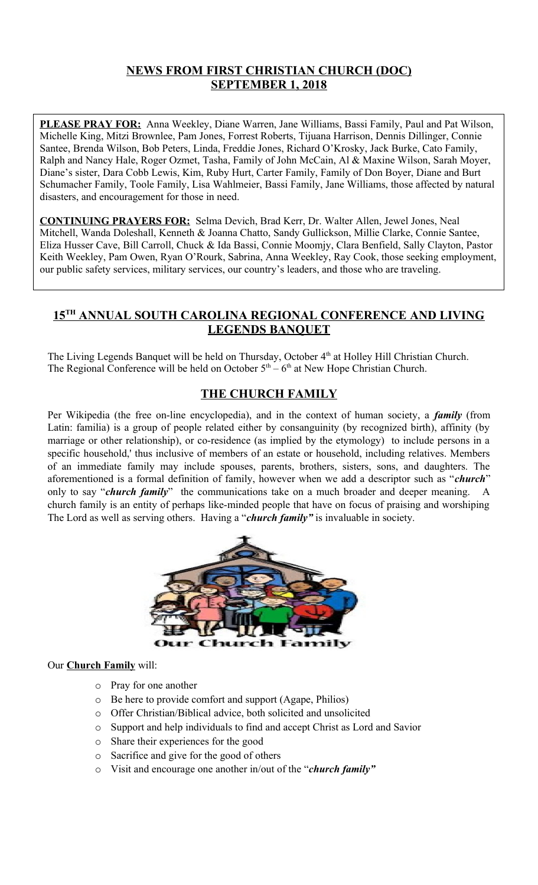# NEWS FROM FIRST CHRISTIAN CHURCH (DOC)
## SEPTEMBER 1, 2018

**PLEASE PRAY FOR:** Anna Weekley, Diane Warren, Jane Williams, Bassi Family, Paul and Pat Wilson, Michelle King, Mitzi Brownlee, Pam Jones, Forrest Roberts, Tijuana Harrison, Dennis Dillinger, Connie Santee, Brenda Wilson, Bob Peters, Linda, Freddie Jones, Richard O'Krosky, Jack Burke, Cato Family, Ralph and Nancy Hale, Roger Ozmet, Tasha, Family of John McCain, Al & Maxine Wilson, Sarah Moyer, Diane's sister, Dara Cobb Lewis, Kim, Ruby Hurt, Carter Family, Family of Don Boyer, Diane and Burt Schumacher Family, Toole Family, Lisa Wahlmeier, Bassi Family, Jane Williams, those affected by natural disasters, and encouragement for those in need.

**CONTINUING PRAYERS FOR:** Selma Devich, Brad Kerr, Dr. Walter Allen, Jewel Jones, Neal Mitchell, Wanda Doleshall, Kenneth & Joanna Chatto, Sandy Gullickson, Millie Clarke, Connie Santee, Eliza Husser Cave, Bill Carroll, Chuck & Ida Bassi, Connie Moomjy, Clara Benfield, Sally Clayton, Pastor Keith Weekley, Pam Owen, Ryan O'Rourk, Sabrina, Anna Weekley, Ray Cook, those seeking employment, our public safety services, military services, our country's leaders, and those who are traveling.

## 15TH ANNUAL SOUTH CAROLINA REGIONAL CONFERENCE AND LIVING LEGENDS BANQUET

The Living Legends Banquet will be held on Thursday, October 4th at Holley Hill Christian Church.
The Regional Conference will be held on October 5th – 6th at New Hope Christian Church.

## THE CHURCH FAMILY

Per Wikipedia (the free on-line encyclopedia), and in the context of human society, a ***family*** (from Latin: familia) is a group of people related either by consanguinity (by recognized birth), affinity (by marriage or other relationship), or co-residence (as implied by the etymology) to include persons in a specific household,' thus inclusive of members of an estate or household, including relatives. Members of an immediate family may include spouses, parents, brothers, sisters, sons, and daughters. The aforementioned is a formal definition of family, however when we add a descriptor such as "***church***" only to say "***church family***" the communications take on a much broader and deeper meaning. A church family is an entity of perhaps like-minded people that have on focus of praising and worshiping The Lord as well as serving others. Having a "***church family"*** is invaluable in society.

Our Church Family

Our **Church Family** will:

- Pray for one another
- Be here to provide comfort and support (Agape, Philios)
- Offer Christian/Biblical advice, both solicited and unsolicited
- Support and help individuals to find and accept Christ as Lord and Savior
- Share their experiences for the good
- Sacrifice and give for the good of others
- Visit and encourage one another in/out of the "***church family"***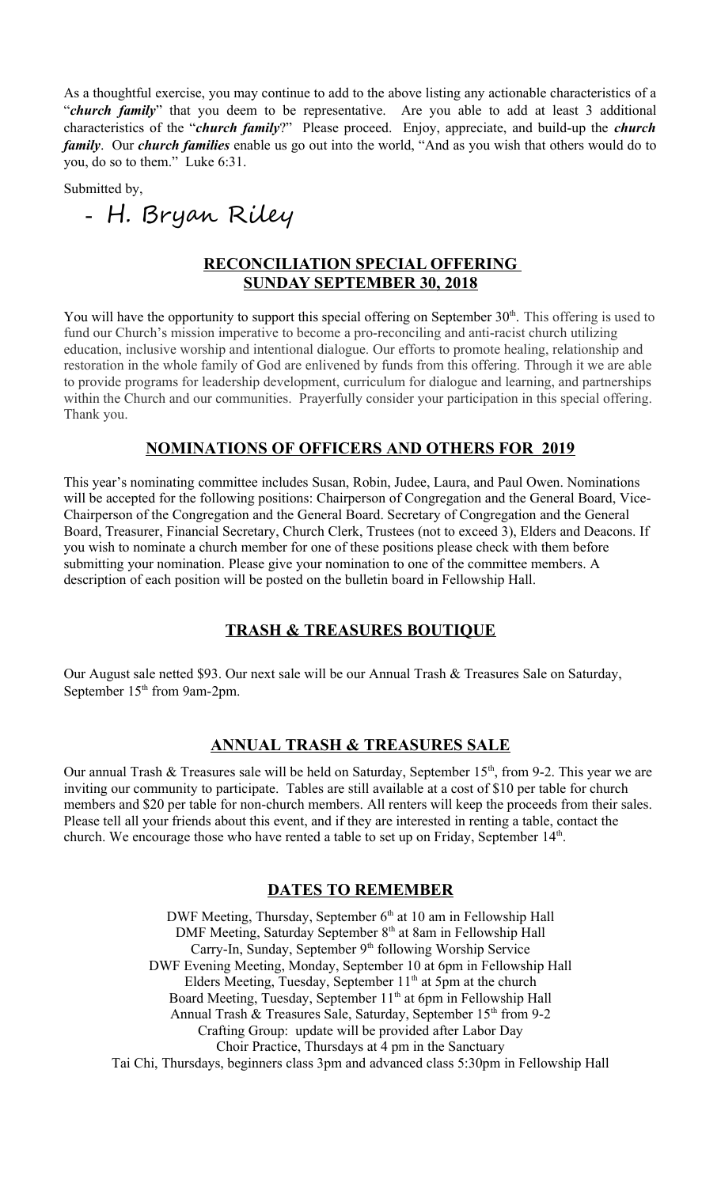As a thoughtful exercise, you may continue to add to the above listing any actionable characteristics of a "***church family***" that you deem to be representative. Are you able to add at least 3 additional characteristics of the "***church family***?" Please proceed. Enjoy, appreciate, and build-up the ***church family***. Our ***church families*** enable us go out into the world, "And as you wish that others would do to you, do so to them." Luke 6:31.

Submitted by,

- H. Bryan Riley

## RECONCILIATION SPECIAL OFFERING SUNDAY SEPTEMBER 30, 2018

You will have the opportunity to support this special offering on September 30th. This offering is used to fund our Church's mission imperative to become a pro-reconciling and anti-racist church utilizing education, inclusive worship and intentional dialogue. Our efforts to promote healing, relationship and restoration in the whole family of God are enlivened by funds from this offering. Through it we are able to provide programs for leadership development, curriculum for dialogue and learning, and partnerships within the Church and our communities. Prayerfully consider your participation in this special offering. Thank you.

## NOMINATIONS OF OFFICERS AND OTHERS FOR 2019

This year's nominating committee includes Susan, Robin, Judee, Laura, and Paul Owen. Nominations will be accepted for the following positions: Chairperson of Congregation and the General Board, Vice-Chairperson of the Congregation and the General Board. Secretary of Congregation and the General Board, Treasurer, Financial Secretary, Church Clerk, Trustees (not to exceed 3), Elders and Deacons. If you wish to nominate a church member for one of these positions please check with them before submitting your nomination. Please give your nomination to one of the committee members. A description of each position will be posted on the bulletin board in Fellowship Hall.

## TRASH & TREASURES BOUTIQUE

Our August sale netted $93. Our next sale will be our Annual Trash & Treasures Sale on Saturday, September 15th from 9am-2pm.

## ANNUAL TRASH & TREASURES SALE

Our annual Trash & Treasures sale will be held on Saturday, September 15th, from 9-2. This year we are inviting our community to participate. Tables are still available at a cost of $10 per table for church members and $20 per table for non-church members. All renters will keep the proceeds from their sales. Please tell all your friends about this event, and if they are interested in renting a table, contact the church. We encourage those who have rented a table to set up on Friday, September 14th.

## DATES TO REMEMBER

DWF Meeting, Thursday, September 6th at 10 am in Fellowship Hall
DMF Meeting, Saturday September 8th at 8am in Fellowship Hall
Carry-In, Sunday, September 9th following Worship Service
DWF Evening Meeting, Monday, September 10 at 6pm in Fellowship Hall
Elders Meeting, Tuesday, September 11th at 5pm at the church
Board Meeting, Tuesday, September 11th at 6pm in Fellowship Hall
Annual Trash & Treasures Sale, Saturday, September 15th from 9-2
Crafting Group: update will be provided after Labor Day
Choir Practice, Thursdays at 4 pm in the Sanctuary
Tai Chi, Thursdays, beginners class 3pm and advanced class 5:30pm in Fellowship Hall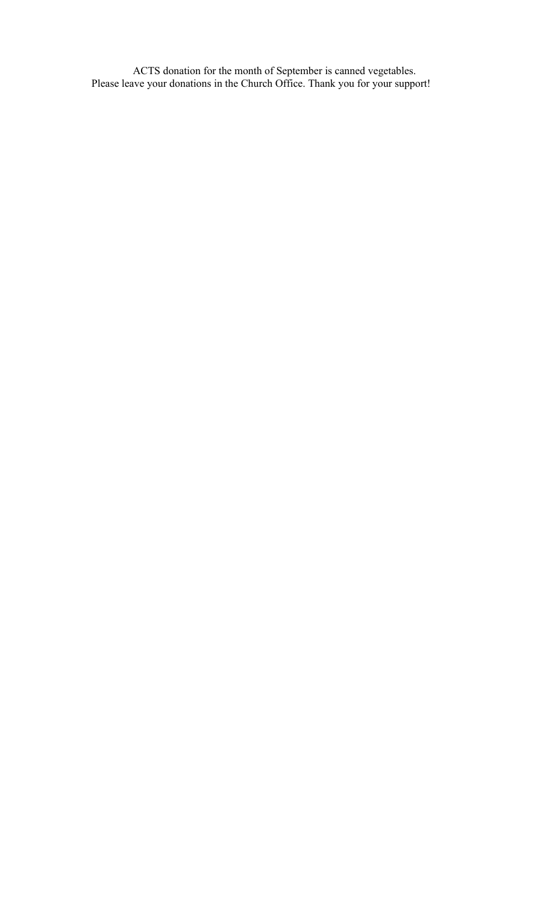ACTS donation for the month of September is canned vegetables.
Please leave your donations in the Church Office. Thank you for your support!